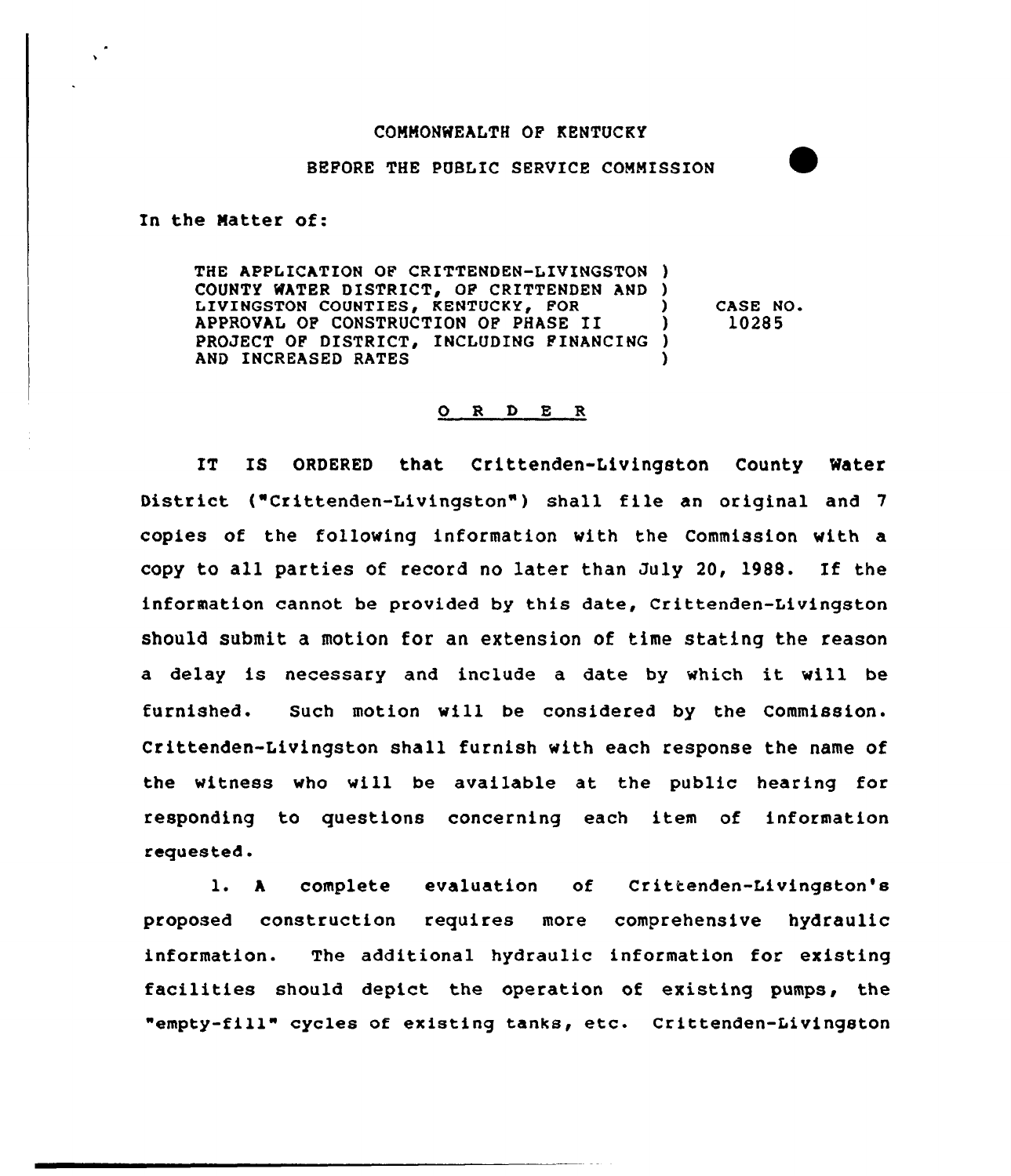COMMONWEALTH OF KENTUCKY

BEFORE THE PUBLIC SERVICE COMMISSION

In the Matter of:

| | | |
|---|---|---|
| THE APPLICATION OF CRITTENDEN-LIVINGSTON COUNTY WATER DISTRICT, OF CRITTENDEN AND LIVINGSTON COUNTIES, KENTUCKY, FOR APPROVAL OF CONSTRUCTION OF PHASE II PROJECT OF DISTRICT, INCLUDING FINANCING AND INCREASED RATES | ) | CASE NO. 10285 |

## O R D E R

IT IS ORDERED that Crittenden-Livingston County Water District ("Crittenden-Livingston") shall file an original and 7 copies of the following information with the Commission with a copy to all parties of record no later than July 20, 1988. If the information cannot be provided by this date, Crittenden-Livingston should submit a motion for an extension of time stating the reason a delay is necessary and include a date by which it will be furnished. Such motion will be considered by the Commission. Crittenden-Livingston shall furnish with each response the name of the witness who will be available at the public hearing for responding to questions concerning each item of information requested.

1. A complete evaluation of Crittenden-Livingston's proposed construction requires more comprehensive hydraulic information. The additional hydraulic information for existing facilities should depict the operation of existing pumps, the "empty-fill" cycles of existing tanks, etc. Crittenden-Livingston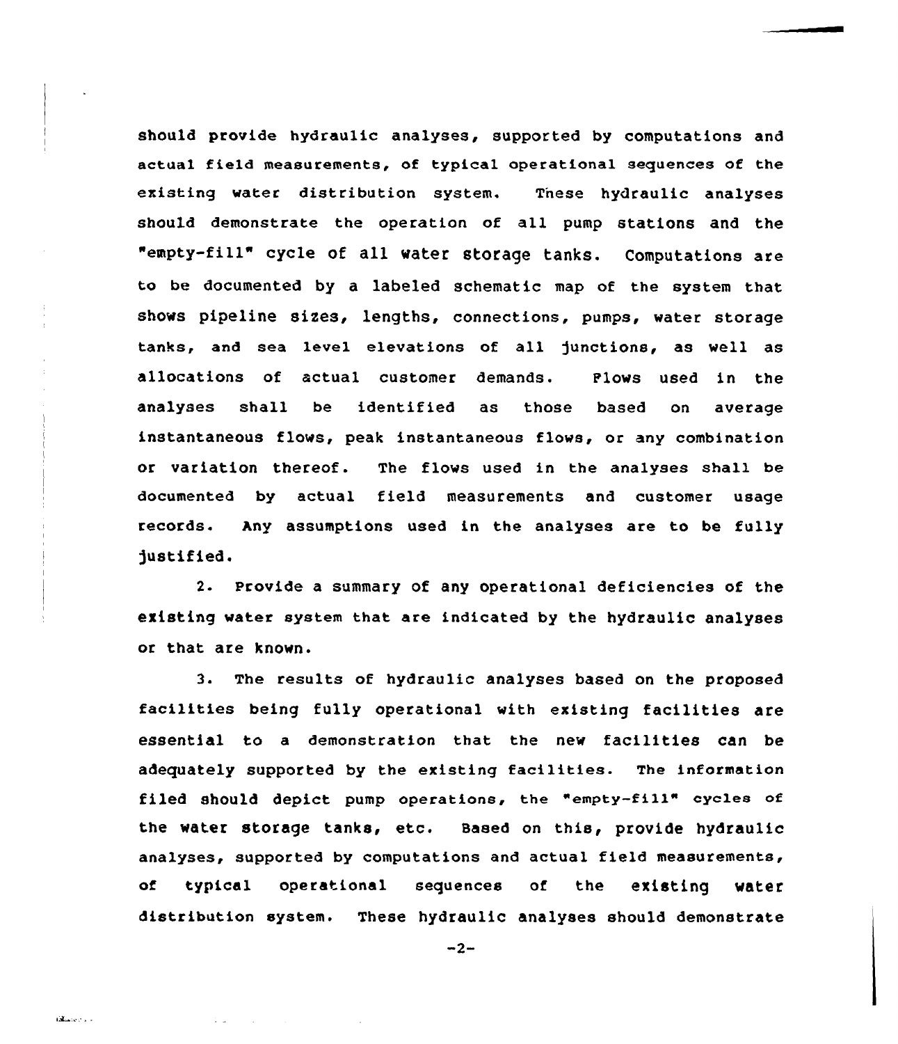should provide hydraulic analyses, supported by computations and actual field measurements, of typical operational sequences of the existing water distribution system. These hydraulic analyses should demonstrate the operation of all pump stations and the "empty-fill" cycle of all water storage tanks. Computations are to be documented by a labeled schematic map of the system that shows pipeline sizes, lengths, connections, pumps, water storage tanks, and sea level elevations of all junctions, as well as allocations of actual customer demands. Flows used in the analyses shall be identified as those based on average instantaneous flows, peak instantaneous flows, or any combination or variation thereof. The flows used in the analyses shall be documented by actual field measurements and customer usage records. Any assumptions used in the analyses are to be fully justified.

2. Provide a summary of any operational deficiencies of the existing water system that are indicated by the hydraulic analyses or that are known.

3. The results of hydraulic analyses based on the proposed facilities being fully operational with existing facilities are essential to a demonstration that the new facilities can be adequately supported by the existing facilities. The information filed should depict pump operations, the "empty-fill" cycles of the water storage tanks, etc. Based on this, provide hydraulic analyses, supported by computations and actual field measurements, of typical operational sequences of the existing water distribution system. These hydraulic analyses should demonstrate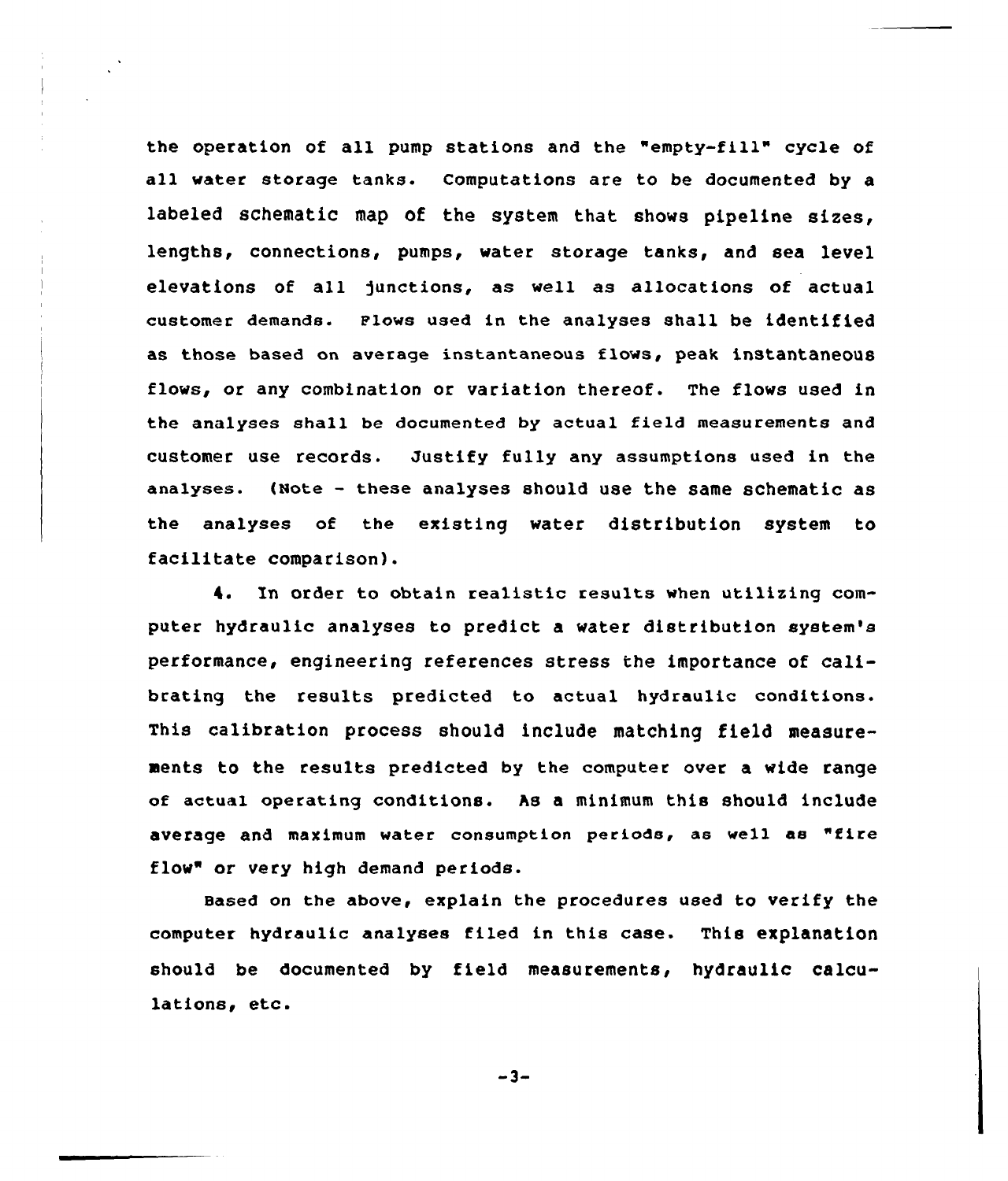the operation of all pump stations and the "empty-fill" cycle of all water storage tanks. Computations are to be documented by a labeled schematic map of the system that shows pipeline sizes, lengths, connections, pumps, water storage tanks, and sea level elevations of all junctions, as well as allocations of actual customer demands. Flows used in the analyses shall be identified as those based on average instantaneous flows, peak instantaneous flows, or any combination or variation thereof. The flows used in the analyses shall be documented by actual field measurements and customer use records. Justify fully any assumptions used in the analyses. (Note - these analyses should use the same schematic as the analyses of the existing water distribution system to facilitate comparison).

4. In order to obtain realistic results when utilizing computer hydraulic analyses to predict a water distribution system's performance, engineering references stress the importance of calibrating the results predicted to actual hydraulic conditions. This calibration process should include matching field measurements to the results predicted by the computer over a wide range of actual operating conditions. As a minimum this should include average and maximum water consumption periods, as well as "fire flow" or very high demand periods.

Based on the above, explain the procedures used to verify the computer hydraulic analyses filed in this case. This explanation should be documented by field measurements, hydraulic calculations, etc.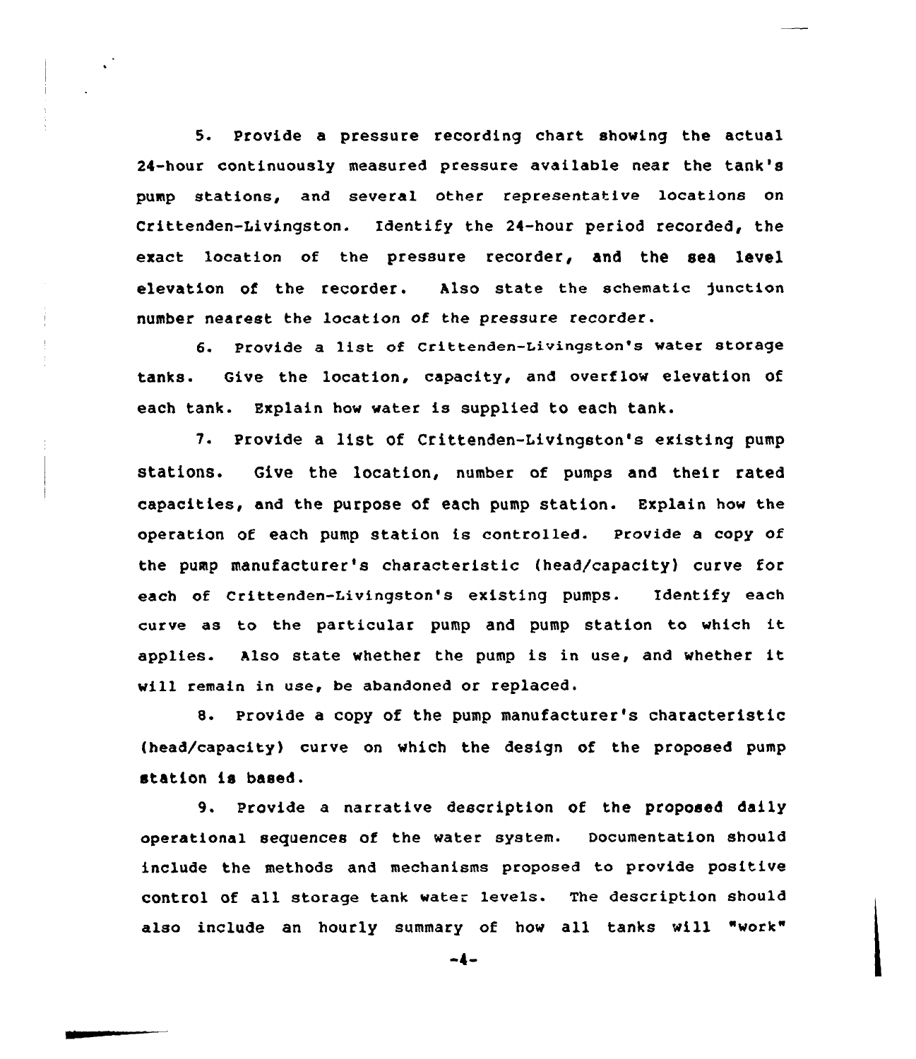5. Provide a pressure recording chart showing the actual 24-hour continuously measured pressure available near the tank's pump stations, and several other representative locations on Crittenden-Livingston. Identify the 24-hour period recorded, the exact location of the pressure recorder, and the sea level elevation of the recorder. Also state the schematic junction number nearest the location of the pressure recorder.

6. Provide a list of Crittenden-Livingston's water storage tanks. Give the location, capacity, and overflow elevation of each tank. Explain how water is supplied to each tank.

7. Provide a list of Crittenden-Livingston's existing pump stations. Give the location, number of pumps and their rated capacities, and the purpose of each pump station. Explain how the operation of each pump station is controlled. Provide a copy of the pump manufacturer's characteristic (head/capacity) curve for each of Crittenden-Livingston's existing pumps. Identify each curve as to the particular pump and pump station to which it applies. Also state whether the pump is in use, and whether it will remain in use, be abandoned or replaced.

8. Provide a copy of the pump manufacturer's characteristic (head/capacity) curve on which the design of the proposed pump station is based.

9. Provide a narrative description of the proposed daily operational sequences of the water system. Documentation should include the methods and mechanisms proposed to provide positive control of all storage tank water levels. The description should also include an hourly summary of how all tanks will "work"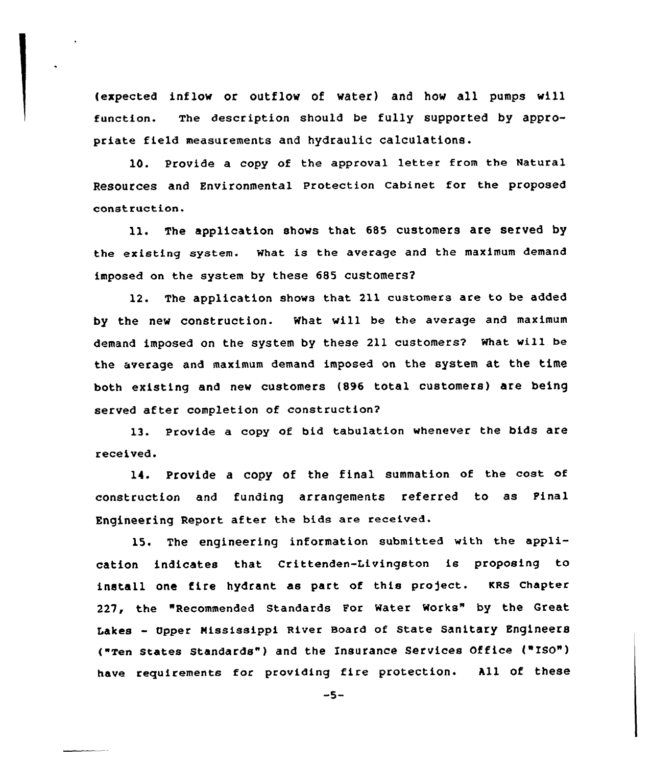(expected inflow or outflow of water) and how all pumps will function. The description should be fully supported by appropriate field measurements and hydraulic calculations.

10. Provide a copy of the approval letter from the Natural Resources and Environmental Protection Cabinet for the proposed construction.

11. The application shows that 685 customers are served by the existing system. What is the average and the maximum demand imposed on the system by these 685 customers?

12. The application shows that 211 customers are to be added by the new construction. What will be the average and maximum demand imposed on the system by these 211 customers? What will be the average and maximum demand imposed on the system at the time both existing and new customers (896 total customers) are being served after completion of construction?

13. Provide a copy of bid tabulation whenever the bids are received.

14. Provide a copy of the final summation of the cost of construction and funding arrangements referred to as Final Engineering Report after the bids are received.

15. The engineering information submitted with the application indicates that Crittenden-Livingston is proposing to install one fire hydrant as part of this project. KRS Chapter 227, the "Recommended Standards For Water Works" by the Great Lakes - Upper Mississippi River Board of State Sanitary Engineers ("Ten States Standards") and the Insurance Services Office ("ISO") have requirements for providing fire protection. All of these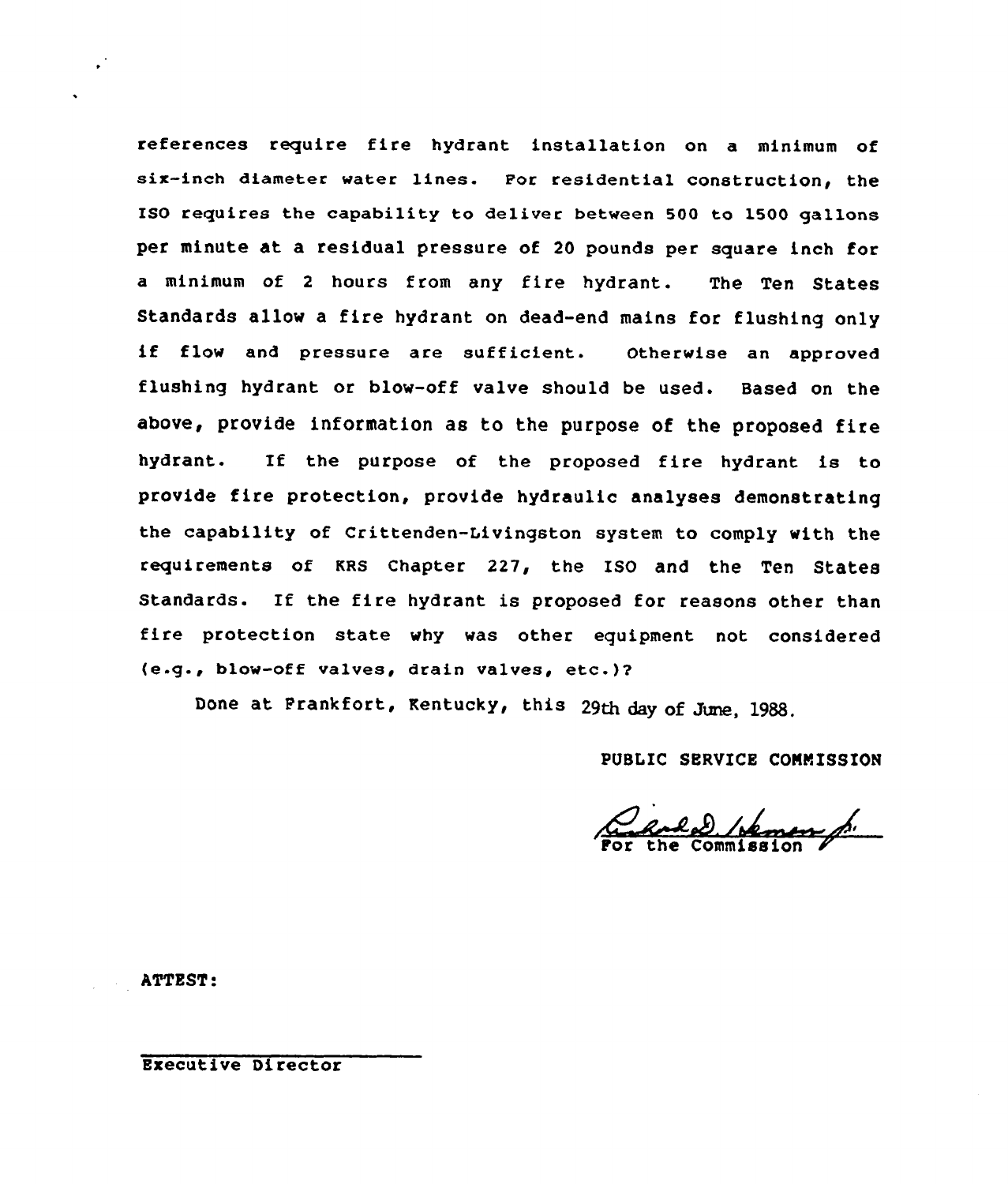references require fire hydrant installation on a minimum of six-inch diameter water lines. For residential construction, the ISO requires the capability to deliver between 500 to 1500 gallons per minute at a residual pressure of 20 pounds per square inch for a minimum of 2 hours from any fire hydrant. The Ten States Standards allow a fire hydrant on dead-end mains for flushing only if flow and pressure are sufficient. Otherwise an approved flushing hydrant or blow-off valve should be used. Based on the above, provide information as to the purpose of the proposed fire hydrant. If the purpose of the proposed fire hydrant is to provide fire protection, provide hydraulic analyses demonstrating the capability of Crittenden-Livingston system to comply with the requirements of KRS Chapter 227, the ISO and the Ten States Standards. If the fire hydrant is proposed for reasons other than fire protection state why was other equipment not considered (e.g., blow-off valves, drain valves, etc.)?

Done at Frankfort, Kentucky, this 29th day of June, 1988.

PUBLIC SERVICE COMMISSION

For the Commission

ATTEST:

Executive Director